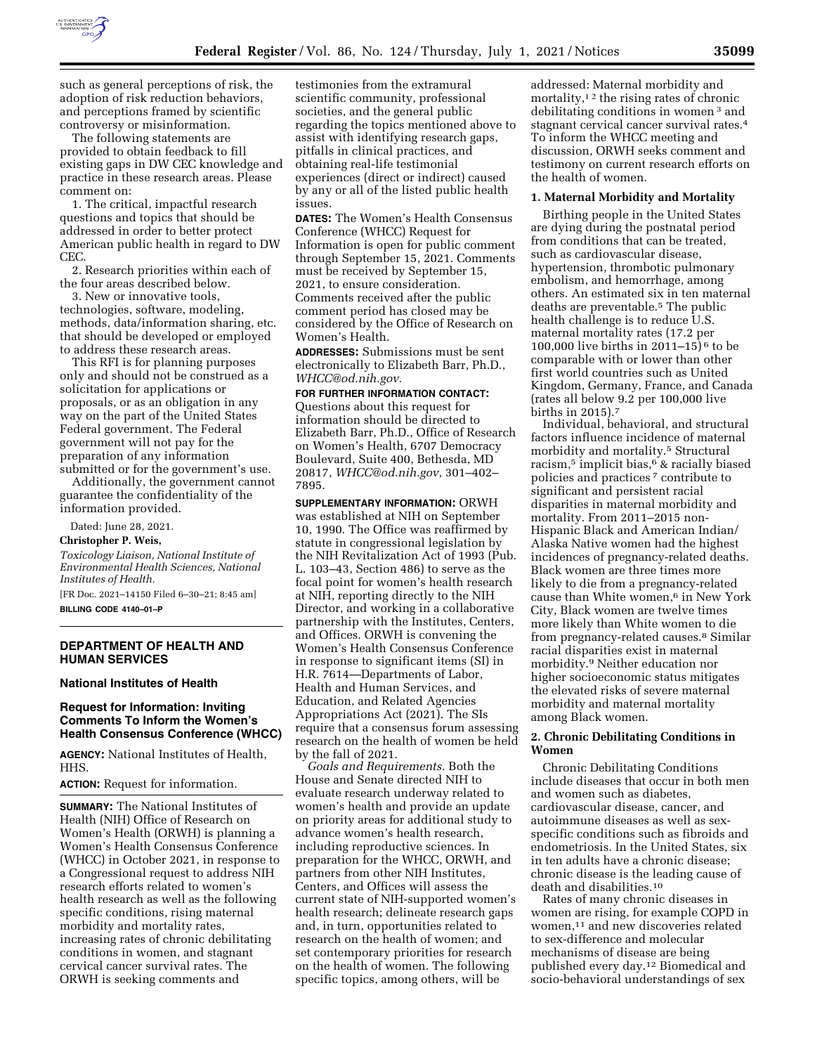such as general perceptions of risk, the adoption of risk reduction behaviors, and perceptions framed by scientific controversy or misinformation.

The following statements are provided to obtain feedback to fill existing gaps in DW CEC knowledge and practice in these research areas. Please comment on:

1. The critical, impactful research questions and topics that should be addressed in order to better protect American public health in regard to DW CEC.
2. Research priorities within each of the four areas described below.
3. New or innovative tools, technologies, software, modeling, methods, data/information sharing, etc. that should be developed or employed to address these research areas.

This RFI is for planning purposes only and should not be construed as a solicitation for applications or proposals, or as an obligation in any way on the part of the United States Federal government. The Federal government will not pay for the preparation of any information submitted or for the government's use.

Additionally, the government cannot guarantee the confidentiality of the information provided.

Dated: June 28, 2021.

**Christopher P. Weis,**

*Toxicology Liaison, National Institute of Environmental Health Sciences, National Institutes of Health.*

[FR Doc. 2021–14150 Filed 6–30–21; 8:45 am]

**BILLING CODE 4140–01–P**

---

## DEPARTMENT OF HEALTH AND HUMAN SERVICES

### National Institutes of Health

### Request for Information: Inviting Comments To Inform the Women's Health Consensus Conference (WHCC)

**AGENCY:** National Institutes of Health, HHS.

**ACTION:** Request for information.

**SUMMARY:** The National Institutes of Health (NIH) Office of Research on Women's Health (ORWH) is planning a Women's Health Consensus Conference (WHCC) in October 2021, in response to a Congressional request to address NIH research efforts related to women's health research as well as the following specific conditions, rising maternal morbidity and mortality rates, increasing rates of chronic debilitating conditions in women, and stagnant cervical cancer survival rates. The ORWH is seeking comments and testimonies from the extramural scientific community, professional societies, and the general public regarding the topics mentioned above to assist with identifying research gaps, pitfalls in clinical practices, and obtaining real-life testimonial experiences (direct or indirect) caused by any or all of the listed public health issues.

**DATES:** The Women's Health Consensus Conference (WHCC) Request for Information is open for public comment through September 15, 2021. Comments must be received by September 15, 2021, to ensure consideration. Comments received after the public comment period has closed may be considered by the Office of Research on Women's Health.

**ADDRESSES:** Submissions must be sent electronically to Elizabeth Barr, Ph.D., *WHCC@od.nih.gov*.

**FOR FURTHER INFORMATION CONTACT:** Questions about this request for information should be directed to Elizabeth Barr, Ph.D., Office of Research on Women's Health, 6707 Democracy Boulevard, Suite 400, Bethesda, MD 20817, *WHCC@od.nih.gov,* 301–402–7895.

**SUPPLEMENTARY INFORMATION:** ORWH was established at NIH on September 10, 1990. The Office was reaffirmed by statute in congressional legislation by the NIH Revitalization Act of 1993 (Pub. L. 103–43, Section 486) to serve as the focal point for women's health research at NIH, reporting directly to the NIH Director, and working in a collaborative partnership with the Institutes, Centers, and Offices. ORWH is convening the Women's Health Consensus Conference in response to significant items (SI) in H.R. 7614—Departments of Labor, Health and Human Services, and Education, and Related Agencies Appropriations Act (2021). The SIs require that a consensus forum assessing research on the health of women be held by the fall of 2021.

*Goals and Requirements.* Both the House and Senate directed NIH to evaluate research underway related to women's health and provide an update on priority areas for additional study to advance women's health research, including reproductive sciences. In preparation for the WHCC, ORWH, and partners from other NIH Institutes, Centers, and Offices will assess the current state of NIH-supported women's health research; delineate research gaps and, in turn, opportunities related to research on the health of women; and set contemporary priorities for research on the health of women. The following specific topics, among others, will be addressed: Maternal morbidity and mortality,[1 2] the rising rates of chronic debilitating conditions in women [3] and stagnant cervical cancer survival rates.[4] To inform the WHCC meeting and discussion, ORWH seeks comment and testimony on current research efforts on the health of women.

#### 1. Maternal Morbidity and Mortality

Birthing people in the United States are dying during the postnatal period from conditions that can be treated, such as cardiovascular disease, hypertension, thrombotic pulmonary embolism, and hemorrhage, among others. An estimated six in ten maternal deaths are preventable.[5] The public health challenge is to reduce U.S. maternal mortality rates (17.2 per 100,000 live births in 2011–15) [6] to be comparable with or lower than other first world countries such as United Kingdom, Germany, France, and Canada (rates all below 9.2 per 100,000 live births in 2015).[7]

Individual, behavioral, and structural factors influence incidence of maternal morbidity and mortality.[5] Structural racism,[5] implicit bias,[6] & racially biased policies and practices [7] contribute to significant and persistent racial disparities in maternal morbidity and mortality. From 2011–2015 non-Hispanic Black and American Indian/Alaska Native women had the highest incidences of pregnancy-related deaths. Black women are three times more likely to die from a pregnancy-related cause than White women,[6] in New York City, Black women are twelve times more likely than White women to die from pregnancy-related causes.[8] Similar racial disparities exist in maternal morbidity.[9] Neither education nor higher socioeconomic status mitigates the elevated risks of severe maternal morbidity and maternal mortality among Black women.

#### 2. Chronic Debilitating Conditions in Women

Chronic Debilitating Conditions include diseases that occur in both men and women such as diabetes, cardiovascular disease, cancer, and autoimmune diseases as well as sex-specific conditions such as fibroids and endometriosis. In the United States, six in ten adults have a chronic disease; chronic disease is the leading cause of death and disabilities.[10]

Rates of many chronic diseases in women are rising, for example COPD in women,[11] and new discoveries related to sex-difference and molecular mechanisms of disease are being published every day.[12] Biomedical and socio-behavioral understandings of sex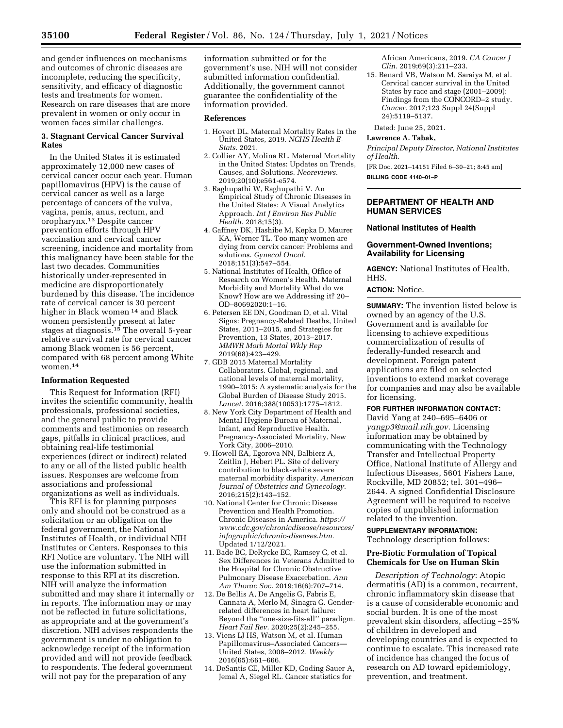and gender influences on mechanisms and outcomes of chronic diseases are incomplete, reducing the specificity, sensitivity, and efficacy of diagnostic tests and treatments for women. Research on rare diseases that are more prevalent in women or only occur in women faces similar challenges.

### 3. Stagnant Cervical Cancer Survival Rates

In the United States it is estimated approximately 12,000 new cases of cervical cancer occur each year. Human papillomavirus (HPV) is the cause of cervical cancer as well as a large percentage of cancers of the vulva, vagina, penis, anus, rectum, and oropharynx.[13] Despite cancer prevention efforts through HPV vaccination and cervical cancer screening, incidence and mortality from this malignancy have been stable for the last two decades. Communities historically under-represented in medicine are disproportionately burdened by this disease. The incidence rate of cervical cancer is 30 percent higher in Black women [14] and Black women persistently present at later stages at diagnosis.[15] The overall 5-year relative survival rate for cervical cancer among Black women is 56 percent, compared with 68 percent among White women.[14]

### Information Requested

This Request for Information (RFI) invites the scientific community, health professionals, professional societies, and the general public to provide comments and testimonies on research gaps, pitfalls in clinical practices, and obtaining real-life testimonial experiences (direct or indirect) related to any or all of the listed public health issues. Responses are welcome from associations and professional organizations as well as individuals.

This RFI is for planning purposes only and should not be construed as a solicitation or an obligation on the federal government, the National Institutes of Health, or individual NIH Institutes or Centers. Responses to this RFI Notice are voluntary. The NIH will use the information submitted in response to this RFI at its discretion. NIH will analyze the information submitted and may share it internally or in reports. The information may or may not be reflected in future solicitations, as appropriate and at the government's discretion. NIH advises respondents the government is under no obligation to acknowledge receipt of the information provided and will not provide feedback to respondents. The federal government will not pay for the preparation of any information submitted or for the government's use. NIH will not consider submitted information confidential. Additionally, the government cannot guarantee the confidentiality of the information provided.

### References

1. Hoyert DL. Maternal Mortality Rates in the United States, 2019. *NCHS Health E-Stats.* 2021.
2. Collier AY, Molina RL. Maternal Mortality in the United States: Updates on Trends, Causes, and Solutions. *Neoreviews.* 2019;20(10):e561-e574.
3. Raghupathi W, Raghupathi V. An Empirical Study of Chronic Diseases in the United States: A Visual Analytics Approach. *Int J Environ Res Public Health.* 2018;15(3).
4. Gaffney DK, Hashibe M, Kepka D, Maurer KA, Werner TL. Too many women are dying from cervix cancer: Problems and solutions. *Gynecol Oncol.* 2018;151(3):547–554.
5. National Institutes of Health, Office of Research on Women's Health. Maternal Morbidity and Mortality What do we Know? How are we Addressing it? 20–OD–80692020:1–16.
6. Petersen EE DN, Goodman D, et al. Vital Signs: Pregnancy-Related Deaths, United States, 2011–2015, and Strategies for Prevention, 13 States, 2013–2017. *MMWR Morb Mortal Wkly Rep* 2019(68):423–429.
7. GDB 2015 Maternal Mortality Collaborators. Global, regional, and national levels of maternal mortality, 1990–2015: A systematic analysis for the Global Burden of Disease Study 2015. *Lancet.* 2016;388(10053):1775–1812.
8. New York City Department of Health and Mental Hygiene Bureau of Maternal, Infant, and Reproductive Health. Pregnancy-Associated Mortality, New York City, 2006–2010.
9. Howell EA, Egorova NN, Balbierz A, Zeitlin J, Hebert PL. Site of delivery contribution to black-white severe maternal morbidity disparity. *American Journal of Obstetrics and Gynecology.* 2016;215(2):143–152.
10. National Center for Chronic Disease Prevention and Health Promotion. Chronic Diseases in America. *https://www.cdc.gov/chronicdisease/resources/infographic/chronic-diseases.htm.* Updated 1/12/2021.
11. Bade BC, DeRycke EC, Ramsey C, et al. Sex Differences in Veterans Admitted to the Hospital for Chronic Obstructive Pulmonary Disease Exacerbation. *Ann Am Thorac Soc.* 2019;16(6):707–714.
12. De Bellis A, De Angelis G, Fabris E, Cannata A, Merlo M, Sinagra G. Gender-related differences in heart failure: Beyond the ''one-size-fits-all'' paradigm. *Heart Fail Rev.* 2020;25(2):245–255.
13. Viens LJ HS, Watson M, et al. Human Papillomavirus–Associated Cancers—United States, 2008–2012. *Weekly* 2016(65):661–666.
14. DeSantis CE, Miller KD, Goding Sauer A, Jemal A, Siegel RL. Cancer statistics for African Americans, 2019. *CA Cancer J Clin.* 2019;69(3):211–233.
15. Benard VB, Watson M, Saraiya M, et al. Cervical cancer survival in the United States by race and stage (2001–2009): Findings from the CONCORD–2 study. *Cancer.* 2017;123 Suppl 24(Suppl 24):5119–5137.

Dated: June 25, 2021.

**Lawrence A. Tabak,**

*Principal Deputy Director, National Institutes of Health.*

[FR Doc. 2021–14151 Filed 6–30–21; 8:45 am]

**BILLING CODE 4140–01–P**

---

## DEPARTMENT OF HEALTH AND HUMAN SERVICES

### National Institutes of Health

### Government-Owned Inventions; Availability for Licensing

**AGENCY:** National Institutes of Health, HHS.

**ACTION:** Notice.

**SUMMARY:** The invention listed below is owned by an agency of the U.S. Government and is available for licensing to achieve expeditious commercialization of results of federally-funded research and development. Foreign patent applications are filed on selected inventions to extend market coverage for companies and may also be available for licensing.

**FOR FURTHER INFORMATION CONTACT:** David Yang at 240–695–6406 or *yangp3@mail.nih.gov.* Licensing information may be obtained by communicating with the Technology Transfer and Intellectual Property Office, National Institute of Allergy and Infectious Diseases, 5601 Fishers Lane, Rockville, MD 20852; tel. 301–496–2644. A signed Confidential Disclosure Agreement will be required to receive copies of unpublished information related to the invention.

**SUPPLEMENTARY INFORMATION:** Technology description follows:

### Pre-Biotic Formulation of Topical Chemicals for Use on Human Skin

*Description of Technology:* Atopic dermatitis (AD) is a common, recurrent, chronic inflammatory skin disease that is a cause of considerable economic and social burden. It is one of the most prevalent skin disorders, affecting ~25% of children in developed and developing countries and is expected to continue to escalate. This increased rate of incidence has changed the focus of research on AD toward epidemiology, prevention, and treatment.